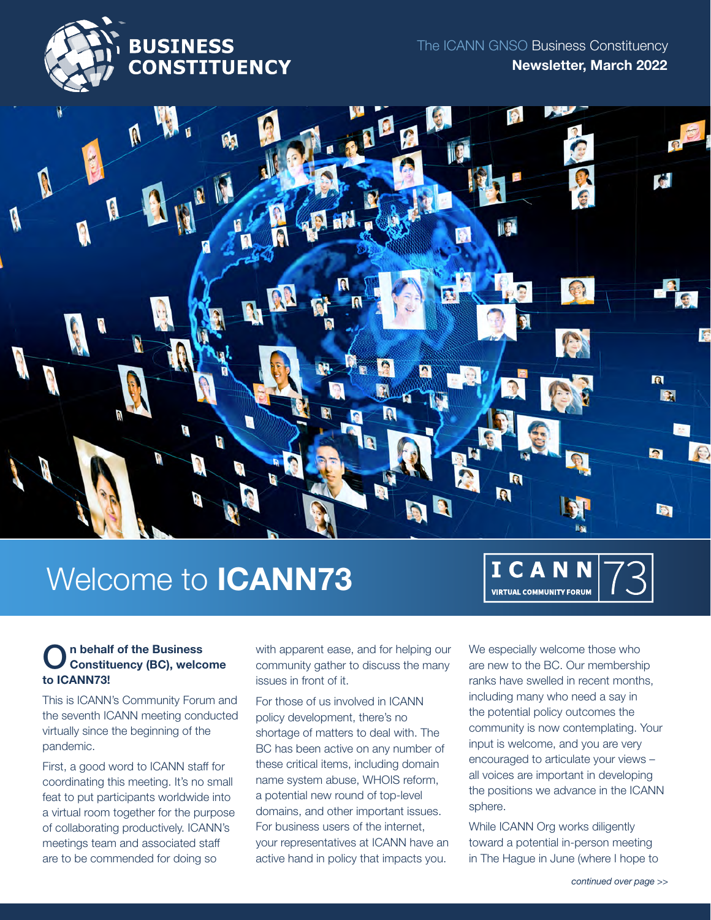# BUSINESS CONSTITUENCY

The ICANN GNSO Business Constituency
**Newsletter, March 2022**

## Welcome to **ICANN73**

ICANN 73 VIRTUAL COMMUNITY FORUM

**On behalf of the Business Constituency (BC), welcome to ICANN73!**

This is ICANN's Community Forum and the seventh ICANN meeting conducted virtually since the beginning of the pandemic.

First, a good word to ICANN staff for coordinating this meeting. It's no small feat to put participants worldwide into a virtual room together for the purpose of collaborating productively. ICANN's meetings team and associated staff are to be commended for doing so with apparent ease, and for helping our community gather to discuss the many issues in front of it.

For those of us involved in ICANN policy development, there's no shortage of matters to deal with. The BC has been active on any number of these critical items, including domain name system abuse, WHOIS reform, a potential new round of top-level domains, and other important issues. For business users of the internet, your representatives at ICANN have an active hand in policy that impacts you.

We especially welcome those who are new to the BC. Our membership ranks have swelled in recent months, including many who need a say in the potential policy outcomes the community is now contemplating. Your input is welcome, and you are very encouraged to articulate your views – all voices are important in developing the positions we advance in the ICANN sphere.

While ICANN Org works diligently toward a potential in-person meeting in The Hague in June (where I hope to

*continued over page >>*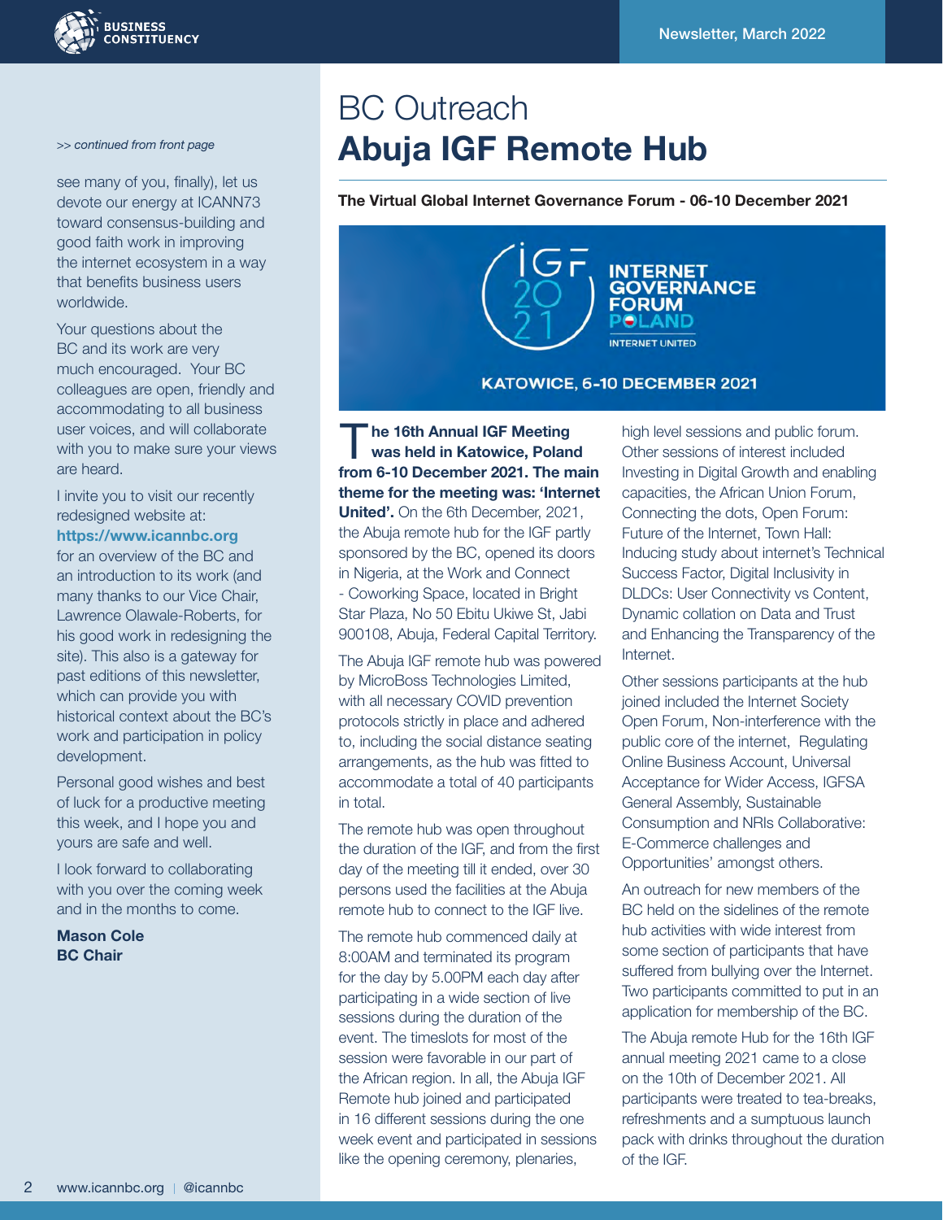*>> continued from front page*

see many of you, finally), let us devote our energy at ICANN73 toward consensus-building and good faith work in improving the internet ecosystem in a way that benefits business users worldwide.

Your questions about the BC and its work are very much encouraged. Your BC colleagues are open, friendly and accommodating to all business user voices, and will collaborate with you to make sure your views are heard.

I invite you to visit our recently redesigned website at: **https://www.icannbc.org** for an overview of the BC and an introduction to its work (and many thanks to our Vice Chair, Lawrence Olawale-Roberts, for his good work in redesigning the site). This also is a gateway for past editions of this newsletter, which can provide you with historical context about the BC's work and participation in policy development.

Personal good wishes and best of luck for a productive meeting this week, and I hope you and yours are safe and well.

I look forward to collaborating with you over the coming week and in the months to come.

**Mason Cole**
**BC Chair**

# BC Outreach
# **Abuja IGF Remote Hub**

**The Virtual Global Internet Governance Forum - 06-10 December 2021**

IGF 2021 INTERNET GOVERNANCE FORUM POLAND INTERNET UNITED

KATOWICE, 6-10 DECEMBER 2021

**The 16th Annual IGF Meeting was held in Katowice, Poland from 6-10 December 2021. The main theme for the meeting was: 'Internet United'.** On the 6th December, 2021, the Abuja remote hub for the IGF partly sponsored by the BC, opened its doors in Nigeria, at the Work and Connect - Coworking Space, located in Bright Star Plaza, No 50 Ebitu Ukiwe St, Jabi 900108, Abuja, Federal Capital Territory.

The Abuja IGF remote hub was powered by MicroBoss Technologies Limited, with all necessary COVID prevention protocols strictly in place and adhered to, including the social distance seating arrangements, as the hub was fitted to accommodate a total of 40 participants in total.

The remote hub was open throughout the duration of the IGF, and from the first day of the meeting till it ended, over 30 persons used the facilities at the Abuja remote hub to connect to the IGF live.

The remote hub commenced daily at 8:00AM and terminated its program for the day by 5.00PM each day after participating in a wide section of live sessions during the duration of the event. The timeslots for most of the session were favorable in our part of the African region. In all, the Abuja IGF Remote hub joined and participated in 16 different sessions during the one week event and participated in sessions like the opening ceremony, plenaries, high level sessions and public forum. Other sessions of interest included Investing in Digital Growth and enabling capacities, the African Union Forum, Connecting the dots, Open Forum: Future of the Internet, Town Hall: Inducing study about internet's Technical Success Factor, Digital Inclusivity in DLDCs: User Connectivity vs Content, Dynamic collation on Data and Trust and Enhancing the Transparency of the Internet.

Other sessions participants at the hub joined included the Internet Society Open Forum, Non-interference with the public core of the internet, Regulating Online Business Account, Universal Acceptance for Wider Access, IGFSA General Assembly, Sustainable Consumption and NRIs Collaborative: E-Commerce challenges and Opportunities' amongst others.

An outreach for new members of the BC held on the sidelines of the remote hub activities with wide interest from some section of participants that have suffered from bullying over the Internet. Two participants committed to put in an application for membership of the BC.

The Abuja remote Hub for the 16th IGF annual meeting 2021 came to a close on the 10th of December 2021. All participants were treated to tea-breaks, refreshments and a sumptuous launch pack with drinks throughout the duration of the IGF.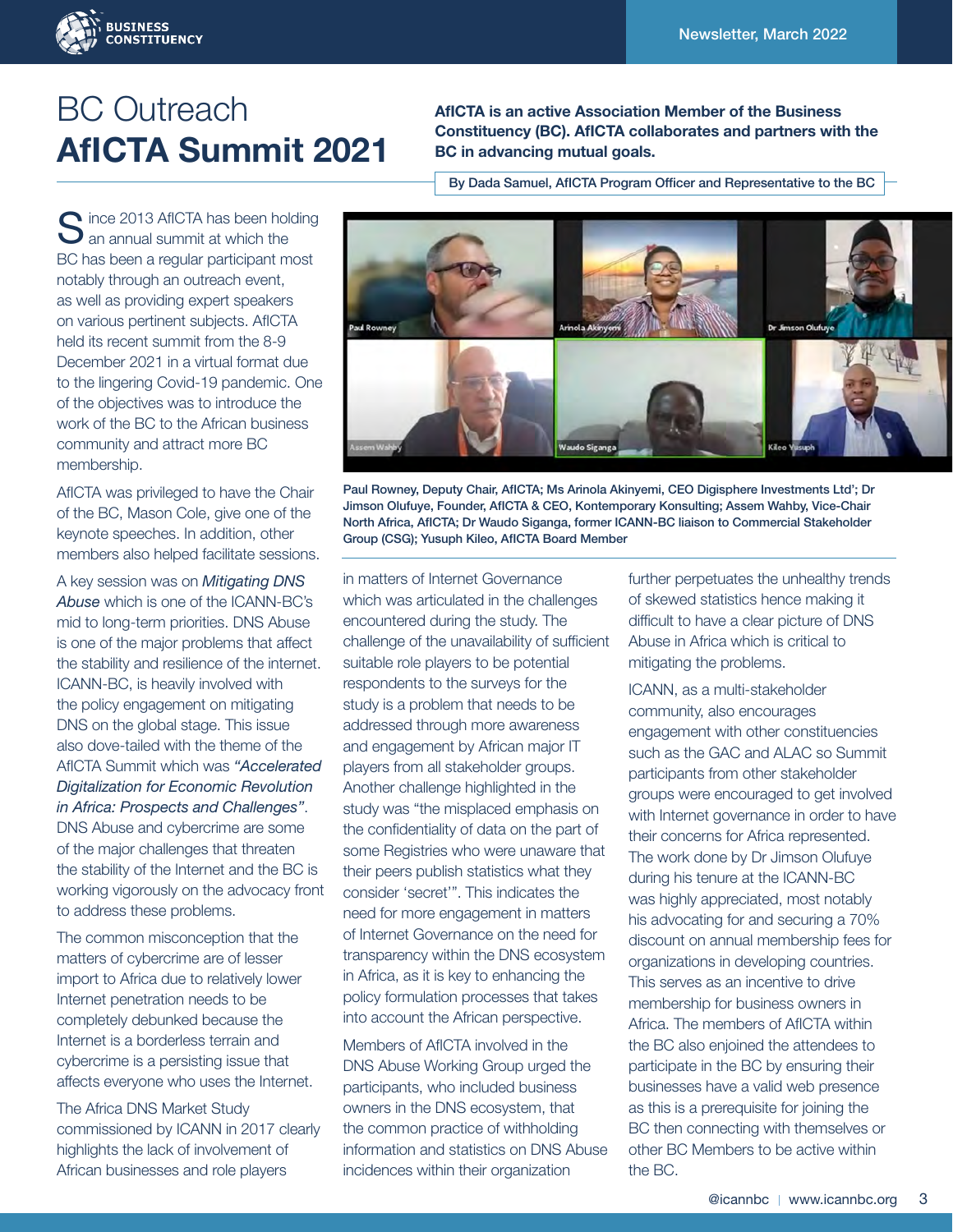# BC Outreach **AfICTA Summit 2021**

**AfICTA is an active Association Member of the Business Constituency (BC). AfICTA collaborates and partners with the BC in advancing mutual goals.**

By Dada Samuel, AfICTA Program Officer and Representative to the BC

Since 2013 AfICTA has been holding an annual summit at which the BC has been a regular participant most notably through an outreach event, as well as providing expert speakers on various pertinent subjects. AfICTA held its recent summit from the 8-9 December 2021 in a virtual format due to the lingering Covid-19 pandemic. One of the objectives was to introduce the work of the BC to the African business community and attract more BC membership.

AfICTA was privileged to have the Chair of the BC, Mason Cole, give one of the keynote speeches. In addition, other members also helped facilitate sessions.

A key session was on *Mitigating DNS Abuse* which is one of the ICANN-BC's mid to long-term priorities. DNS Abuse is one of the major problems that affect the stability and resilience of the internet. ICANN-BC, is heavily involved with the policy engagement on mitigating DNS on the global stage. This issue also dove-tailed with the theme of the AfICTA Summit which was *"Accelerated Digitalization for Economic Revolution in Africa: Prospects and Challenges"*. DNS Abuse and cybercrime are some of the major challenges that threaten the stability of the Internet and the BC is working vigorously on the advocacy front to address these problems.

The common misconception that the matters of cybercrime are of lesser import to Africa due to relatively lower Internet penetration needs to be completely debunked because the Internet is a borderless terrain and cybercrime is a persisting issue that affects everyone who uses the Internet.

The Africa DNS Market Study commissioned by ICANN in 2017 clearly highlights the lack of involvement of African businesses and role players in matters of Internet Governance which was articulated in the challenges encountered during the study. The challenge of the unavailability of sufficient suitable role players to be potential respondents to the surveys for the study is a problem that needs to be addressed through more awareness and engagement by African major IT players from all stakeholder groups. Another challenge highlighted in the study was "the misplaced emphasis on the confidentiality of data on the part of some Registries who were unaware that their peers publish statistics what they consider 'secret'". This indicates the need for more engagement in matters of Internet Governance on the need for transparency within the DNS ecosystem in Africa, as it is key to enhancing the policy formulation processes that takes into account the African perspective.

Paul Rowney, Deputy Chair, AfICTA; Ms Arinola Akinyemi, CEO Digisphere Investments Ltd'; Dr Jimson Olufuye, Founder, AfICTA & CEO, Kontemporary Konsulting; Assem Wahby, Vice-Chair North Africa, AfICTA; Dr Waudo Siganga, former ICANN-BC liaison to Commercial Stakeholder Group (CSG); Yusuph Kileo, AfICTA Board Member

Members of AfICTA involved in the DNS Abuse Working Group urged the participants, who included business owners in the DNS ecosystem, that the common practice of withholding information and statistics on DNS Abuse incidences within their organization further perpetuates the unhealthy trends of skewed statistics hence making it difficult to have a clear picture of DNS Abuse in Africa which is critical to mitigating the problems.

ICANN, as a multi-stakeholder community, also encourages engagement with other constituencies such as the GAC and ALAC so Summit participants from other stakeholder groups were encouraged to get involved with Internet governance in order to have their concerns for Africa represented. The work done by Dr Jimson Olufuye during his tenure at the ICANN-BC was highly appreciated, most notably his advocating for and securing a 70% discount on annual membership fees for organizations in developing countries. This serves as an incentive to drive membership for business owners in Africa. The members of AfICTA within the BC also enjoined the attendees to participate in the BC by ensuring their businesses have a valid web presence as this is a prerequisite for joining the BC then connecting with themselves or other BC Members to be active within the BC.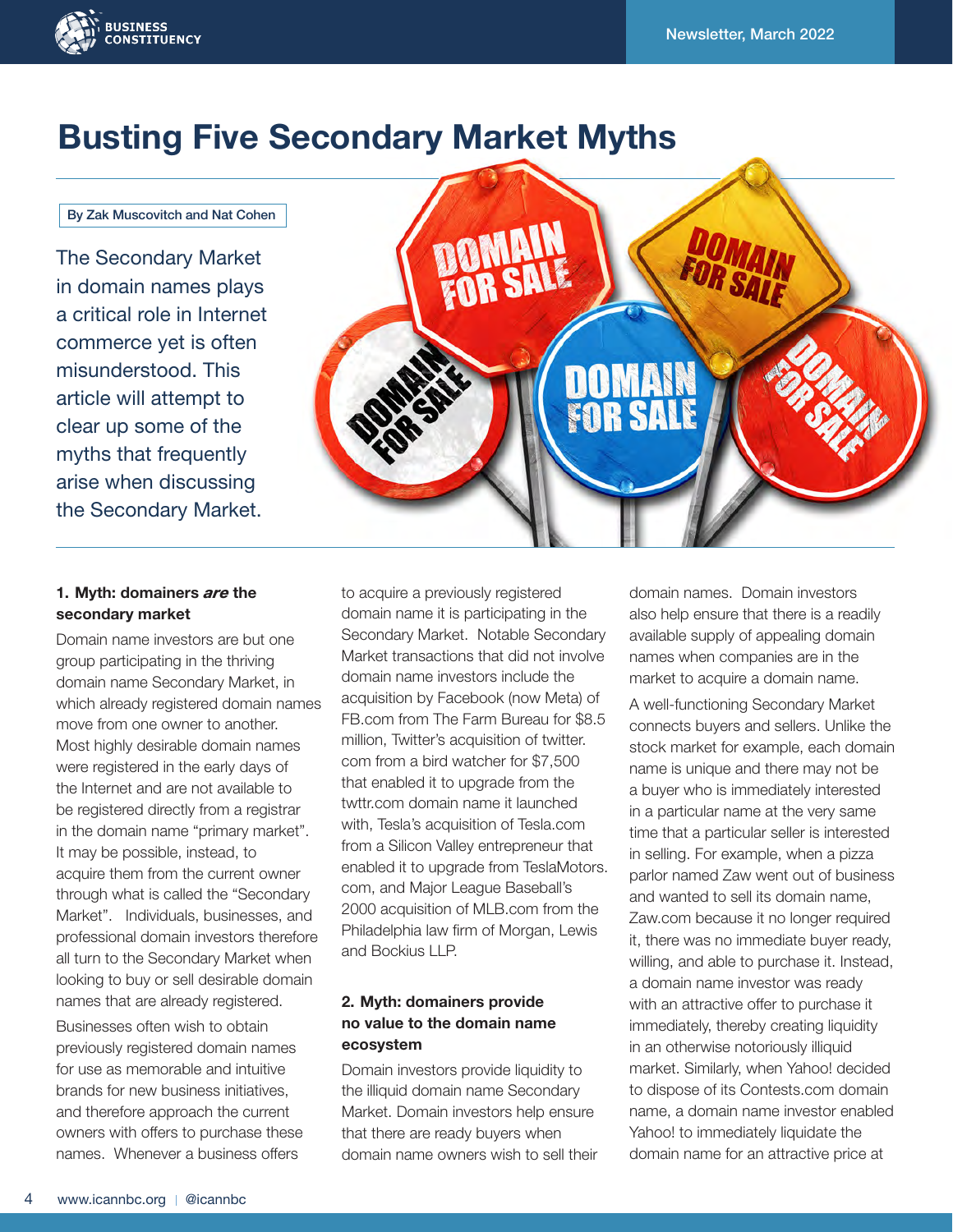# Busting Five Secondary Market Myths

By Zak Muscovitch and Nat Cohen

The Secondary Market in domain names plays a critical role in Internet commerce yet is often misunderstood. This article will attempt to clear up some of the myths that frequently arise when discussing the Secondary Market.

### 1. Myth: domainers *are* the secondary market

Domain name investors are but one group participating in the thriving domain name Secondary Market, in which already registered domain names move from one owner to another. Most highly desirable domain names were registered in the early days of the Internet and are not available to be registered directly from a registrar in the domain name "primary market". It may be possible, instead, to acquire them from the current owner through what is called the "Secondary Market". Individuals, businesses, and professional domain investors therefore all turn to the Secondary Market when looking to buy or sell desirable domain names that are already registered.

Businesses often wish to obtain previously registered domain names for use as memorable and intuitive brands for new business initiatives, and therefore approach the current owners with offers to purchase these names. Whenever a business offers to acquire a previously registered domain name it is participating in the Secondary Market. Notable Secondary Market transactions that did not involve domain name investors include the acquisition by Facebook (now Meta) of FB.com from The Farm Bureau for $8.5 million, Twitter's acquisition of twitter.com from a bird watcher for $7,500 that enabled it to upgrade from the twttr.com domain name it launched with, Tesla's acquisition of Tesla.com from a Silicon Valley entrepreneur that enabled it to upgrade from TeslaMotors.com, and Major League Baseball's 2000 acquisition of MLB.com from the Philadelphia law firm of Morgan, Lewis and Bockius LLP.

### 2. Myth: domainers provide no value to the domain name ecosystem

Domain investors provide liquidity to the illiquid domain name Secondary Market. Domain investors help ensure that there are ready buyers when domain name owners wish to sell their domain names. Domain investors also help ensure that there is a readily available supply of appealing domain names when companies are in the market to acquire a domain name.

A well-functioning Secondary Market connects buyers and sellers. Unlike the stock market for example, each domain name is unique and there may not be a buyer who is immediately interested in a particular name at the very same time that a particular seller is interested in selling. For example, when a pizza parlor named Zaw went out of business and wanted to sell its domain name, Zaw.com because it no longer required it, there was no immediate buyer ready, willing, and able to purchase it. Instead, a domain name investor was ready with an attractive offer to purchase it immediately, thereby creating liquidity in an otherwise notoriously illiquid market. Similarly, when Yahoo! decided to dispose of its Contests.com domain name, a domain name investor enabled Yahoo! to immediately liquidate the domain name for an attractive price at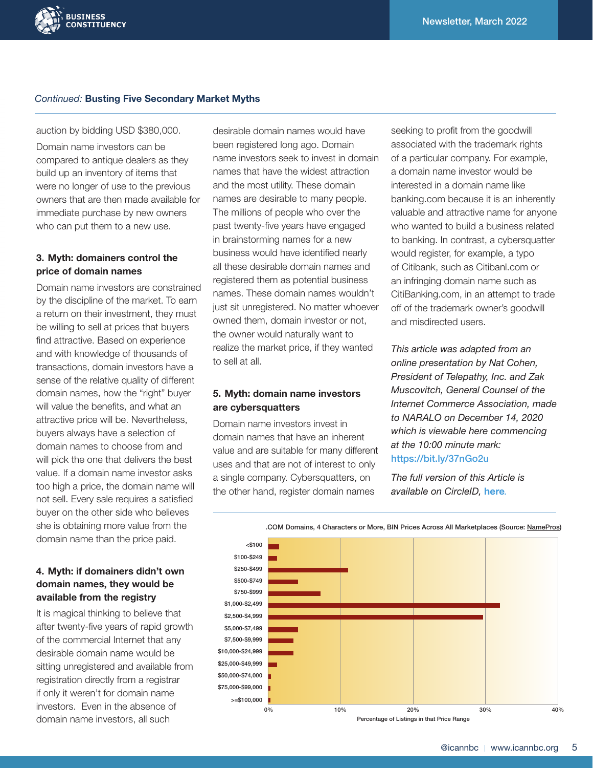*Continued:* **Busting Five Secondary Market Myths**

auction by bidding USD $380,000.

Domain name investors can be compared to antique dealers as they build up an inventory of items that were no longer of use to the previous owners that are then made available for immediate purchase by new owners who can put them to a new use.

### 3. Myth: domainers control the price of domain names

Domain name investors are constrained by the discipline of the market. To earn a return on their investment, they must be willing to sell at prices that buyers find attractive. Based on experience and with knowledge of thousands of transactions, domain investors have a sense of the relative quality of different domain names, how the "right" buyer will value the benefits, and what an attractive price will be. Nevertheless, buyers always have a selection of domain names to choose from and will pick the one that delivers the best value. If a domain name investor asks too high a price, the domain name will not sell. Every sale requires a satisfied buyer on the other side who believes she is obtaining more value from the domain name than the price paid.

### 4. Myth: if domainers didn't own domain names, they would be available from the registry

It is magical thinking to believe that after twenty-five years of rapid growth of the commercial Internet that any desirable domain name would be sitting unregistered and available from registration directly from a registrar if only it weren't for domain name investors. Even in the absence of domain name investors, all such desirable domain names would have been registered long ago. Domain name investors seek to invest in domain names that have the widest attraction and the most utility. These domain names are desirable to many people. The millions of people who over the past twenty-five years have engaged in brainstorming names for a new business would have identified nearly all these desirable domain names and registered them as potential business names. These domain names wouldn't just sit unregistered. No matter whoever owned them, domain investor or not, the owner would naturally want to realize the market price, if they wanted to sell at all.

### 5. Myth: domain name investors are cybersquatters

Domain name investors invest in domain names that have an inherent value and are suitable for many different uses and that are not of interest to only a single company. Cybersquatters, on the other hand, register domain names seeking to profit from the goodwill associated with the trademark rights of a particular company. For example, a domain name investor would be interested in a domain name like banking.com because it is an inherently valuable and attractive name for anyone who wanted to build a business related to banking. In contrast, a cybersquatter would register, for example, a typo of Citibank, such as Citibanl.com or an infringing domain name such as CitiBanking.com, in an attempt to trade off of the trademark owner's goodwill and misdirected users.

*This article was adapted from an online presentation by Nat Cohen, President of Telepathy, Inc. and Zak Muscovitch, General Counsel of the Internet Commerce Association, made to NARALO on December 14, 2020 which is viewable here commencing at the 10:00 minute mark:* https://bit.ly/37nGo2u

*The full version of this Article is available on CircleID,* **here**.

.COM Domains, 4 Characters or More, BIN Prices Across All Marketplaces (Source: NamePros)

| Price Range | Percentage of Listings in that Price Range (approx.) |
|---|---|
| <$100 | ~1.5% |
| $100-$249 | ~1% |
| $250-$499 | ~11% |
| $500-$749 | ~4% |
| $750-$999 | ~7% |
| $1,000-$2,499 | ~32% |
| $2,500-$4,999 | ~30% |
| $5,000-$7,499 | ~4% |
| $7,500-$9,999 | ~3.5% |
| $10,000-$24,999 | ~3.5% |
| $25,000-$49,999 | ~1% |
| $50,000-$74,000 | ~0.3% |
| $75,000-$99,000 | ~0.2% |
| >=$100,000 | ~0.2% |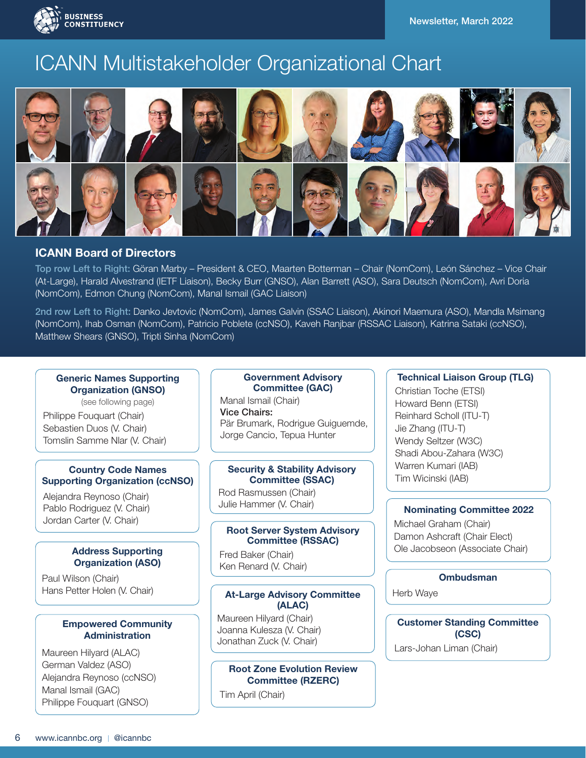# ICANN Multistakeholder Organizational Chart

## ICANN Board of Directors

**Top row Left to Right:** Göran Marby – President & CEO, Maarten Botterman – Chair (NomCom), León Sánchez – Vice Chair (At-Large), Harald Alvestrand (IETF Liaison), Becky Burr (GNSO), Alan Barrett (ASO), Sara Deutsch (NomCom), Avri Doria (NomCom), Edmon Chung (NomCom), Manal Ismail (GAC Liaison)

**2nd row Left to Right:** Danko Jevtovic (NomCom), James Galvin (SSAC Liaison), Akinori Maemura (ASO), Mandla Msimang (NomCom), Ihab Osman (NomCom), Patricio Poblete (ccNSO), Kaveh Ranjbar (RSSAC Liaison), Katrina Sataki (ccNSO), Matthew Shears (GNSO), Tripti Sinha (NomCom)

### Generic Names Supporting Organization (GNSO)

(see following page)

Philippe Fouquart (Chair)
Sebastien Duos (V. Chair)
Tomslin Samme Nlar (V. Chair)

### Country Code Names Supporting Organization (ccNSO)

Alejandra Reynoso (Chair)
Pablo Rodriguez (V. Chair)
Jordan Carter (V. Chair)

### Address Supporting Organization (ASO)

Paul Wilson (Chair)
Hans Petter Holen (V. Chair)

### Empowered Community Administration

Maureen Hilyard (ALAC)
German Valdez (ASO)
Alejandra Reynoso (ccNSO)
Manal Ismail (GAC)
Philippe Fouquart (GNSO)

### Government Advisory Committee (GAC)

Manal Ismail (Chair)
**Vice Chairs:**
Pär Brumark, Rodrigue Guiguemde, Jorge Cancio, Tepua Hunter

### Security & Stability Advisory Committee (SSAC)

Rod Rasmussen (Chair)
Julie Hammer (V. Chair)

### Root Server System Advisory Committee (RSSAC)

Fred Baker (Chair)
Ken Renard (V. Chair)

### At-Large Advisory Committee (ALAC)

Maureen Hilyard (Chair)
Joanna Kulesza (V. Chair)
Jonathan Zuck (V. Chair)

### Root Zone Evolution Review Committee (RZERC)

Tim April (Chair)

### Technical Liaison Group (TLG)

Christian Toche (ETSI)
Howard Benn (ETSI)
Reinhard Scholl (ITU-T)
Jie Zhang (ITU-T)
Wendy Seltzer (W3C)
Shadi Abou-Zahara (W3C)
Warren Kumari (IAB)
Tim Wicinski (IAB)

### Nominating Committee 2022

Michael Graham (Chair)
Damon Ashcraft (Chair Elect)
Ole Jacobseon (Associate Chair)

### Ombudsman

Herb Waye

### Customer Standing Committee (CSC)

Lars-Johan Liman (Chair)

www.icannbc.org | @icannbc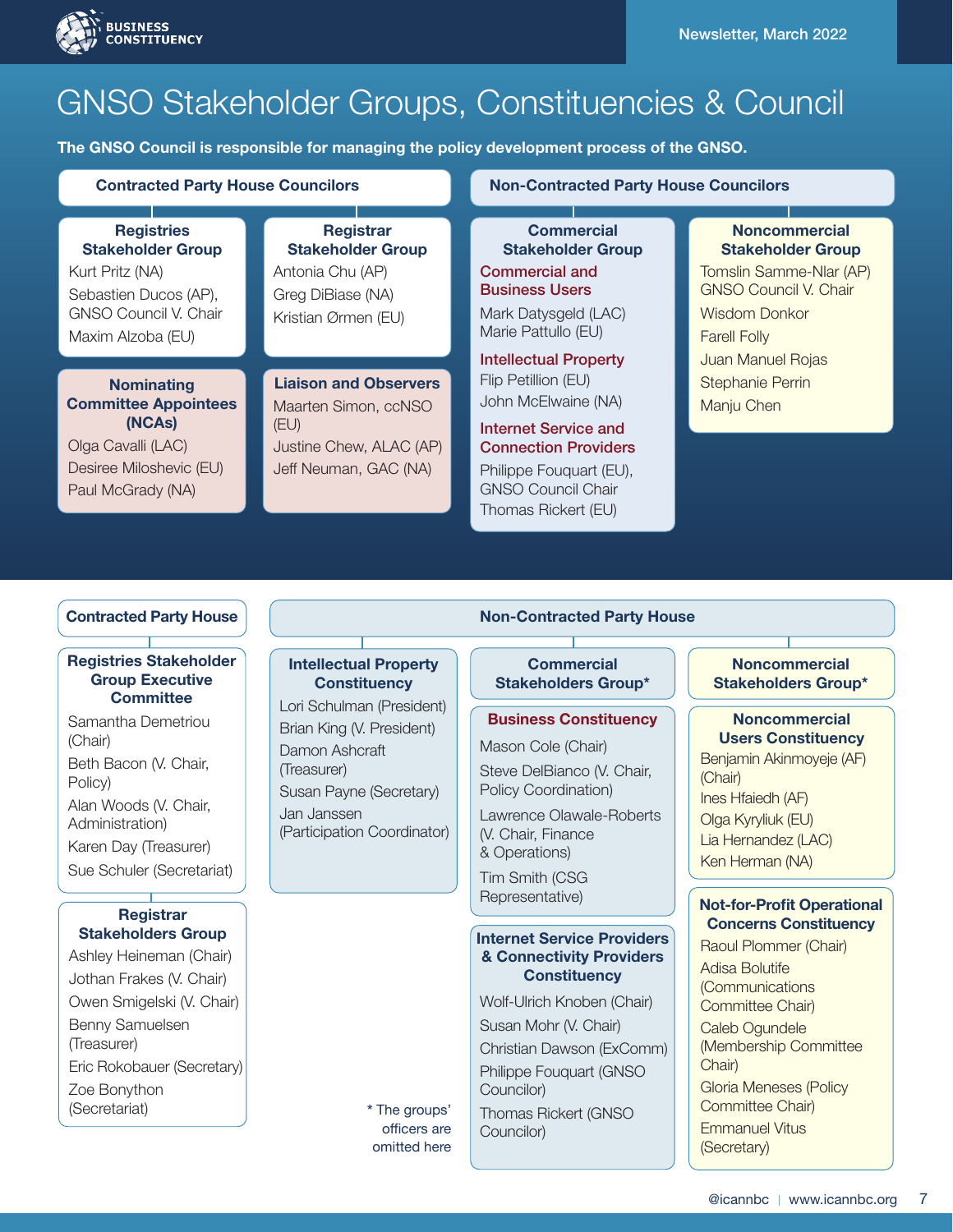# GNSO Stakeholder Groups, Constituencies & Council

**The GNSO Council is responsible for managing the policy development process of the GNSO.**

## Contracted Party House Councilors

### Registries Stakeholder Group

- Kurt Pritz (NA)
- Sebastien Ducos (AP), GNSO Council V. Chair
- Maxim Alzoba (EU)

### Registrar Stakeholder Group

- Antonia Chu (AP)
- Greg DiBiase (NA)
- Kristian Ørmen (EU)

### Nominating Committee Appointees (NCAs)

- Olga Cavalli (LAC)
- Desiree Miloshevic (EU)
- Paul McGrady (NA)

### Liaison and Observers

- Maarten Simon, ccNSO (EU)
- Justine Chew, ALAC (AP)
- Jeff Neuman, GAC (NA)

## Non-Contracted Party House Councilors

### Commercial Stakeholder Group

**Commercial and Business Users**

- Mark Datysgeld (LAC)
- Marie Pattullo (EU)

**Intellectual Property**

- Flip Petillion (EU)
- John McElwaine (NA)

**Internet Service and Connection Providers**

- Philippe Fouquart (EU), GNSO Council Chair
- Thomas Rickert (EU)

### Noncommercial Stakeholder Group

- Tomslin Samme-Nlar (AP) GNSO Council V. Chair
- Wisdom Donkor
- Farell Folly
- Juan Manuel Rojas
- Stephanie Perrin
- Manju Chen

## Contracted Party House

### Registries Stakeholder Group Executive Committee

- Samantha Demetriou (Chair)
- Beth Bacon (V. Chair, Policy)
- Alan Woods (V. Chair, Administration)
- Karen Day (Treasurer)
- Sue Schuler (Secretariat)

### Registrar Stakeholders Group

- Ashley Heineman (Chair)
- Jothan Frakes (V. Chair)
- Owen Smigelski (V. Chair)
- Benny Samuelsen (Treasurer)
- Eric Rokobauer (Secretary)
- Zoe Bonython (Secretariat)

## Non-Contracted Party House

### Intellectual Property Constituency

- Lori Schulman (President)
- Brian King (V. President)
- Damon Ashcraft (Treasurer)
- Susan Payne (Secretary)
- Jan Janssen (Participation Coordinator)

### Commercial Stakeholders Group*

**Business Constituency**

- Mason Cole (Chair)
- Steve DelBianco (V. Chair, Policy Coordination)
- Lawrence Olawale-Roberts (V. Chair, Finance & Operations)
- Tim Smith (CSG Representative)

**Internet Service Providers & Connectivity Providers Constituency**

- Wolf-Ulrich Knoben (Chair)
- Susan Mohr (V. Chair)
- Christian Dawson (ExComm)
- Philippe Fouquart (GNSO Councilor)
- Thomas Rickert (GNSO Councilor)

### Noncommercial Stakeholders Group*

**Noncommercial Users Constituency**

- Benjamin Akinmoyeje (AF) (Chair)
- Ines Hfaiedh (AF)
- Olga Kyryliuk (EU)
- Lia Hernandez (LAC)
- Ken Herman (NA)

**Not-for-Profit Operational Concerns Constituency**

- Raoul Plommer (Chair)
- Adisa Bolutife (Communications Committee Chair)
- Caleb Ogundele (Membership Committee Chair)
- Gloria Meneses (Policy Committee Chair)
- Emmanuel Vitus (Secretary)

\* The groups' officers are omitted here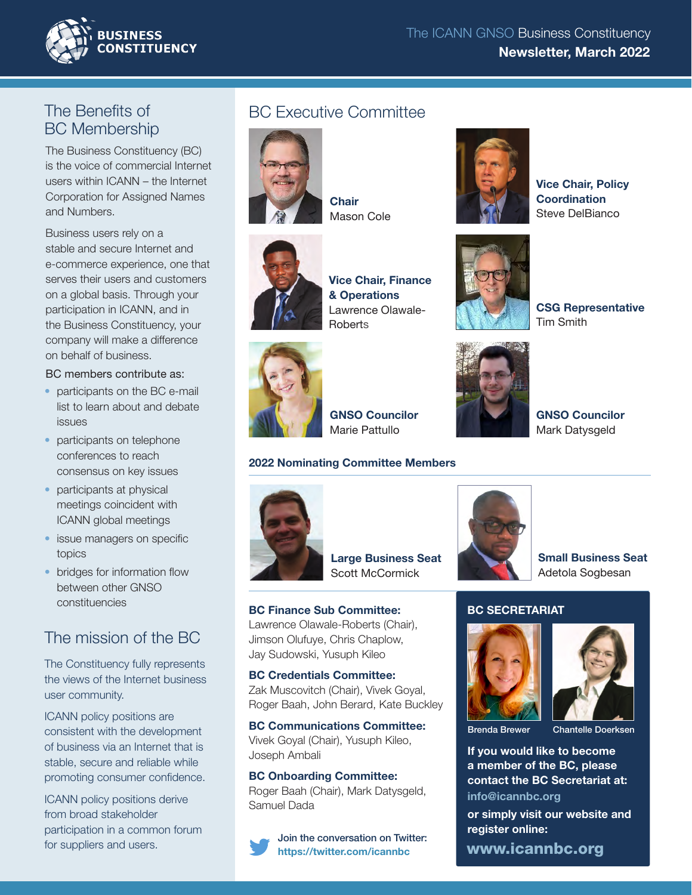BUSINESS CONSTITUENCY

The ICANN GNSO Business Constituency
**Newsletter, March 2022**

## The Benefits of BC Membership

The Business Constituency (BC) is the voice of commercial Internet users within ICANN – the Internet Corporation for Assigned Names and Numbers.

Business users rely on a stable and secure Internet and e-commerce experience, one that serves their users and customers on a global basis. Through your participation in ICANN, and in the Business Constituency, your company will make a difference on behalf of business.

BC members contribute as:

- participants on the BC e-mail list to learn about and debate issues
- participants on telephone conferences to reach consensus on key issues
- participants at physical meetings coincident with ICANN global meetings
- issue managers on specific topics
- bridges for information flow between other GNSO constituencies

## The mission of the BC

The Constituency fully represents the views of the Internet business user community.

ICANN policy positions are consistent with the development of business via an Internet that is stable, secure and reliable while promoting consumer confidence.

ICANN policy positions derive from broad stakeholder participation in a common forum for suppliers and users.

## BC Executive Committee

**Chair**
Mason Cole

**Vice Chair, Policy Coordination**
Steve DelBianco

**Vice Chair, Finance & Operations**
Lawrence Olawale-Roberts

**CSG Representative**
Tim Smith

**GNSO Councilor**
Marie Pattullo

**GNSO Councilor**
Mark Datysgeld

### 2022 Nominating Committee Members

**Large Business Seat**
Scott McCormick

**Small Business Seat**
Adetola Sogbesan

**BC Finance Sub Committee:**
Lawrence Olawale-Roberts (Chair), Jimson Olufuye, Chris Chaplow, Jay Sudowski, Yusuph Kileo

**BC Credentials Committee:**
Zak Muscovitch (Chair), Vivek Goyal, Roger Baah, John Berard, Kate Buckley

**BC Communications Committee:**
Vivek Goyal (Chair), Yusuph Kileo, Joseph Ambali

**BC Onboarding Committee:**
Roger Baah (Chair), Mark Datysgeld, Samuel Dada

Join the conversation on Twitter: https://twitter.com/icannbc

### BC SECRETARIAT

Brenda Brewer

Chantelle Doerksen

**If you would like to become a member of the BC, please contact the BC Secretariat at:**
info@icannbc.org

**or simply visit our website and register online:**
**www.icannbc.org**